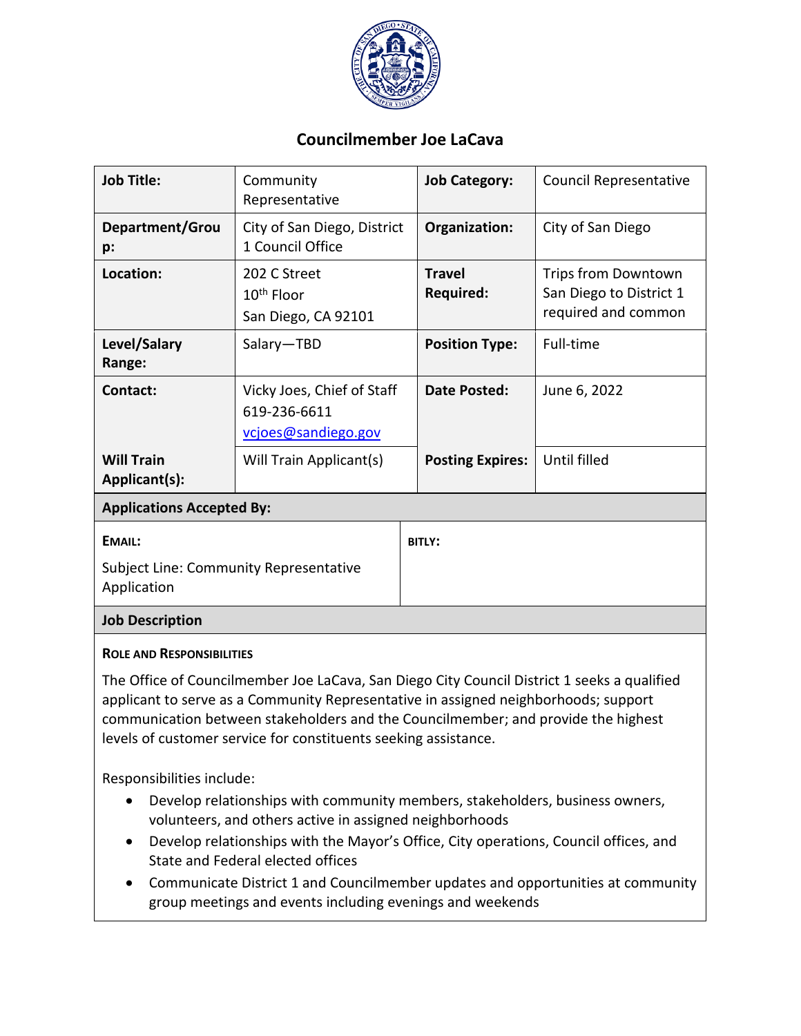# Councilmember Joe LaCava

| | | | |
|---|---|---|---|
| **Job Title:** | Community Representative | **Job Category:** | Council Representative |
| **Department/Group:** | City of San Diego, District 1 Council Office | **Organization:** | City of San Diego |
| **Location:** | 202 C Street<br>10th Floor<br>San Diego, CA 92101 | **Travel Required:** | Trips from Downtown San Diego to District 1 required and common |
| **Level/Salary Range:** | Salary—TBD | **Position Type:** | Full-time |
| **Contact:** | Vicky Joes, Chief of Staff<br>619-236-6611<br>vcjoes@sandiego.gov | **Date Posted:** | June 6, 2022 |
| **Will Train Applicant(s):** | Will Train Applicant(s) | **Posting Expires:** | Until filled |

**Applications Accepted By:**

| | |
|---|---|
| **EMAIL:**<br>Subject Line: Community Representative Application | **BITLY:** |

**Job Description**

**ROLE AND RESPONSIBILITIES**

The Office of Councilmember Joe LaCava, San Diego City Council District 1 seeks a qualified applicant to serve as a Community Representative in assigned neighborhoods; support communication between stakeholders and the Councilmember; and provide the highest levels of customer service for constituents seeking assistance.

Responsibilities include:

- Develop relationships with community members, stakeholders, business owners, volunteers, and others active in assigned neighborhoods
- Develop relationships with the Mayor's Office, City operations, Council offices, and State and Federal elected offices
- Communicate District 1 and Councilmember updates and opportunities at community group meetings and events including evenings and weekends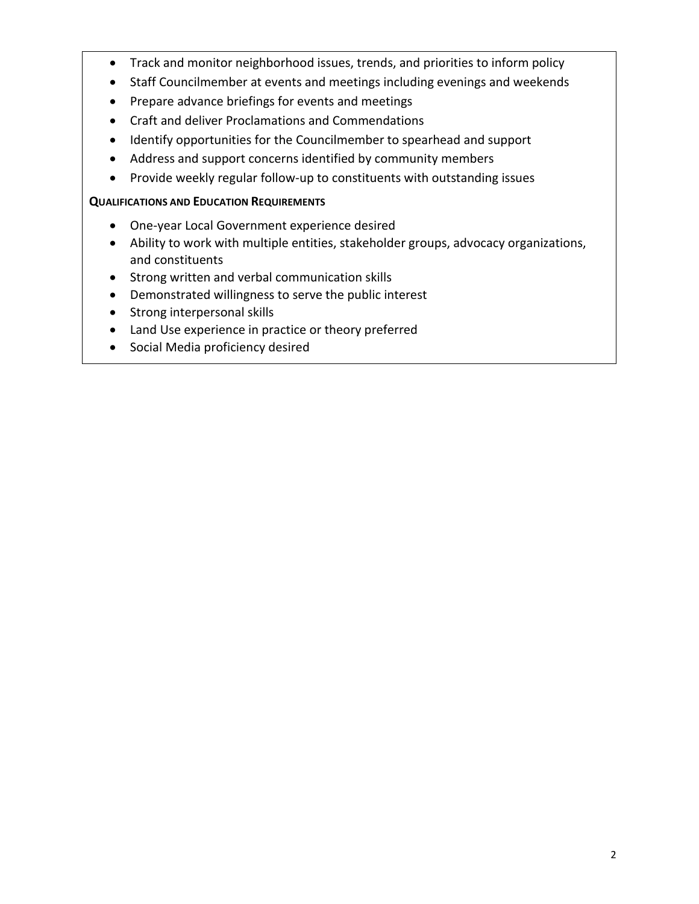- Track and monitor neighborhood issues, trends, and priorities to inform policy
- Staff Councilmember at events and meetings including evenings and weekends
- Prepare advance briefings for events and meetings
- Craft and deliver Proclamations and Commendations
- Identify opportunities for the Councilmember to spearhead and support
- Address and support concerns identified by community members
- Provide weekly regular follow-up to constituents with outstanding issues

**QUALIFICATIONS AND EDUCATION REQUIREMENTS**

- One-year Local Government experience desired
- Ability to work with multiple entities, stakeholder groups, advocacy organizations, and constituents
- Strong written and verbal communication skills
- Demonstrated willingness to serve the public interest
- Strong interpersonal skills
- Land Use experience in practice or theory preferred
- Social Media proficiency desired